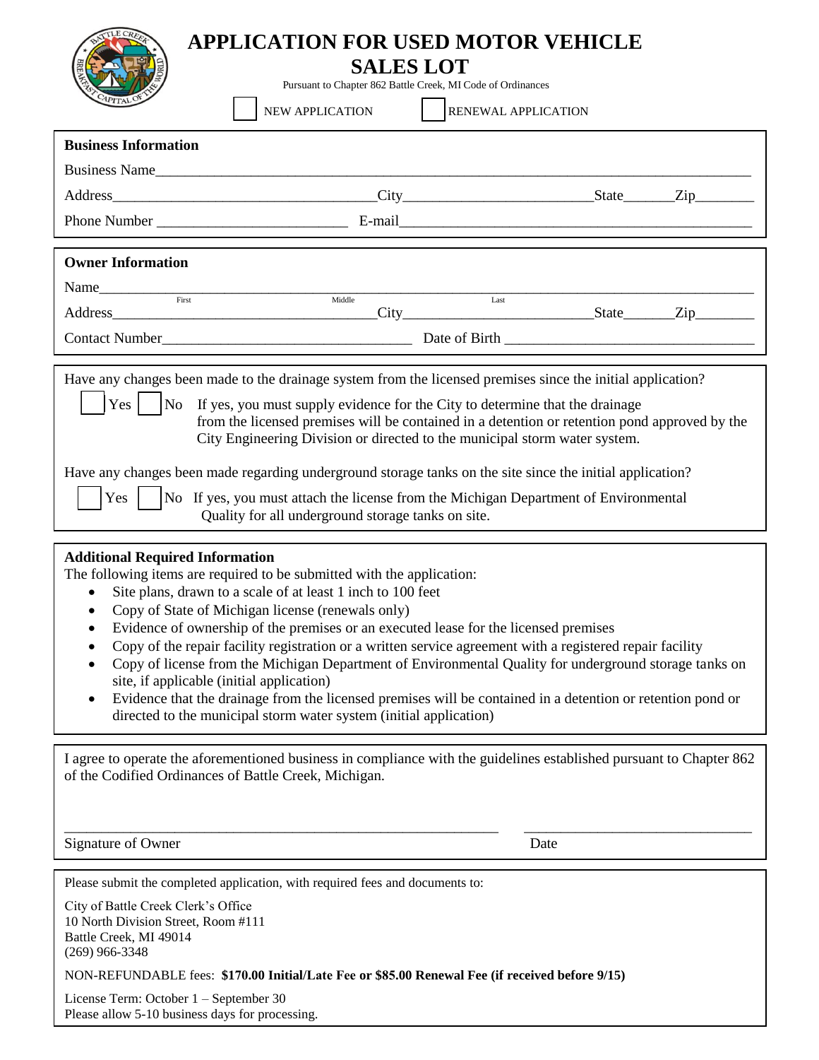# APPLICATION FOR USED MOTOR VEHICLE SALES LOT

Pursuant to Chapter 862 Battle Creek, MI Code of Ordinances

☐ NEW APPLICATION ☐ RENEWAL APPLICATION

**Business Information**

Business Name_______________________________________________

Address_______________________City_________________State_______Zip________

Phone Number _________________ E-mail_________________________________

**Owner Information**

Name_______________________________________________
First Middle Last

Address_______________________City_________________State_______Zip________

Contact Number_________________________ Date of Birth _________________________

Have any changes been made to the drainage system from the licensed premises since the initial application?

☐ Yes ☐ No If yes, you must supply evidence for the City to determine that the drainage from the licensed premises will be contained in a detention or retention pond approved by the City Engineering Division or directed to the municipal storm water system.

Have any changes been made regarding underground storage tanks on the site since the initial application?

☐ Yes ☐ No If yes, you must attach the license from the Michigan Department of Environmental Quality for all underground storage tanks on site.

**Additional Required Information**

The following items are required to be submitted with the application:

- Site plans, drawn to a scale of at least 1 inch to 100 feet
- Copy of State of Michigan license (renewals only)
- Evidence of ownership of the premises or an executed lease for the licensed premises
- Copy of the repair facility registration or a written service agreement with a registered repair facility
- Copy of license from the Michigan Department of Environmental Quality for underground storage tanks on site, if applicable (initial application)
- Evidence that the drainage from the licensed premises will be contained in a detention or retention pond or directed to the municipal storm water system (initial application)

I agree to operate the aforementioned business in compliance with the guidelines established pursuant to Chapter 862 of the Codified Ordinances of Battle Creek, Michigan.

_________________________________________ _________________________

Signature of Owner Date

Please submit the completed application, with required fees and documents to:

City of Battle Creek Clerk's Office
10 North Division Street, Room #111
Battle Creek, MI 49014
(269) 966-3348

NON-REFUNDABLE fees: **$170.00 Initial/Late Fee or $85.00 Renewal Fee (if received before 9/15)**

License Term: October 1 – September 30
Please allow 5-10 business days for processing.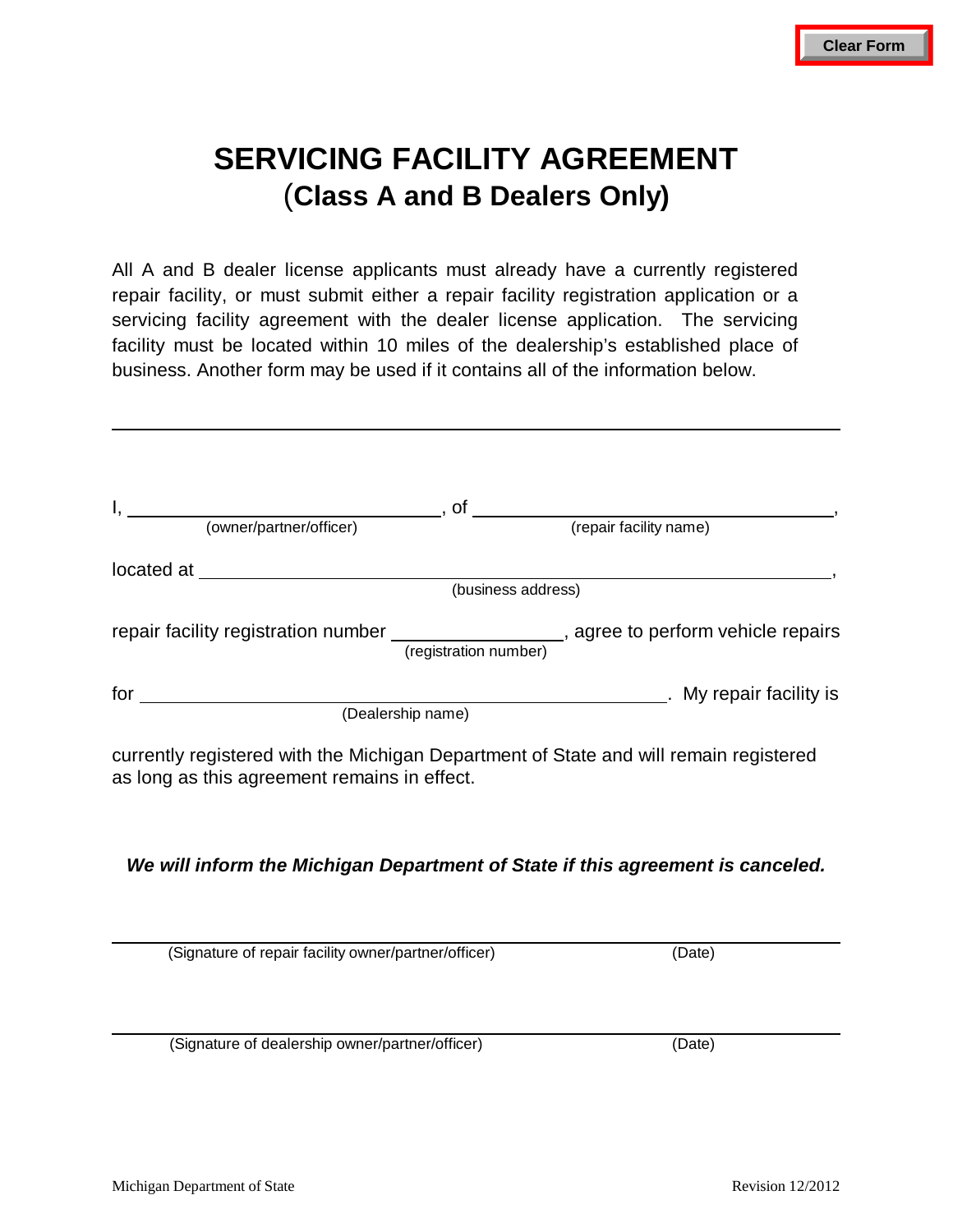Clear Form

# SERVICING FACILITY AGREEMENT
## (Class A and B Dealers Only)

All A and B dealer license applicants must already have a currently registered repair facility, or must submit either a repair facility registration application or a servicing facility agreement with the dealer license application. The servicing facility must be located within 10 miles of the dealership's established place of business. Another form may be used if it contains all of the information below.

---

I, ______________________________, of ______________________________,
(owner/partner/officer) (repair facility name)

located at ____________________________________________________________,
(business address)

repair facility registration number ________________, agree to perform vehicle repairs
(registration number)

for ______________________________________________. My repair facility is
(Dealership name)

currently registered with the Michigan Department of State and will remain registered as long as this agreement remains in effect.

***We will inform the Michigan Department of State if this agreement is canceled.***

______________________________________________________________
(Signature of repair facility owner/partner/officer) (Date)

______________________________________________________________
(Signature of dealership owner/partner/officer) (Date)

Michigan Department of State Revision 12/2012